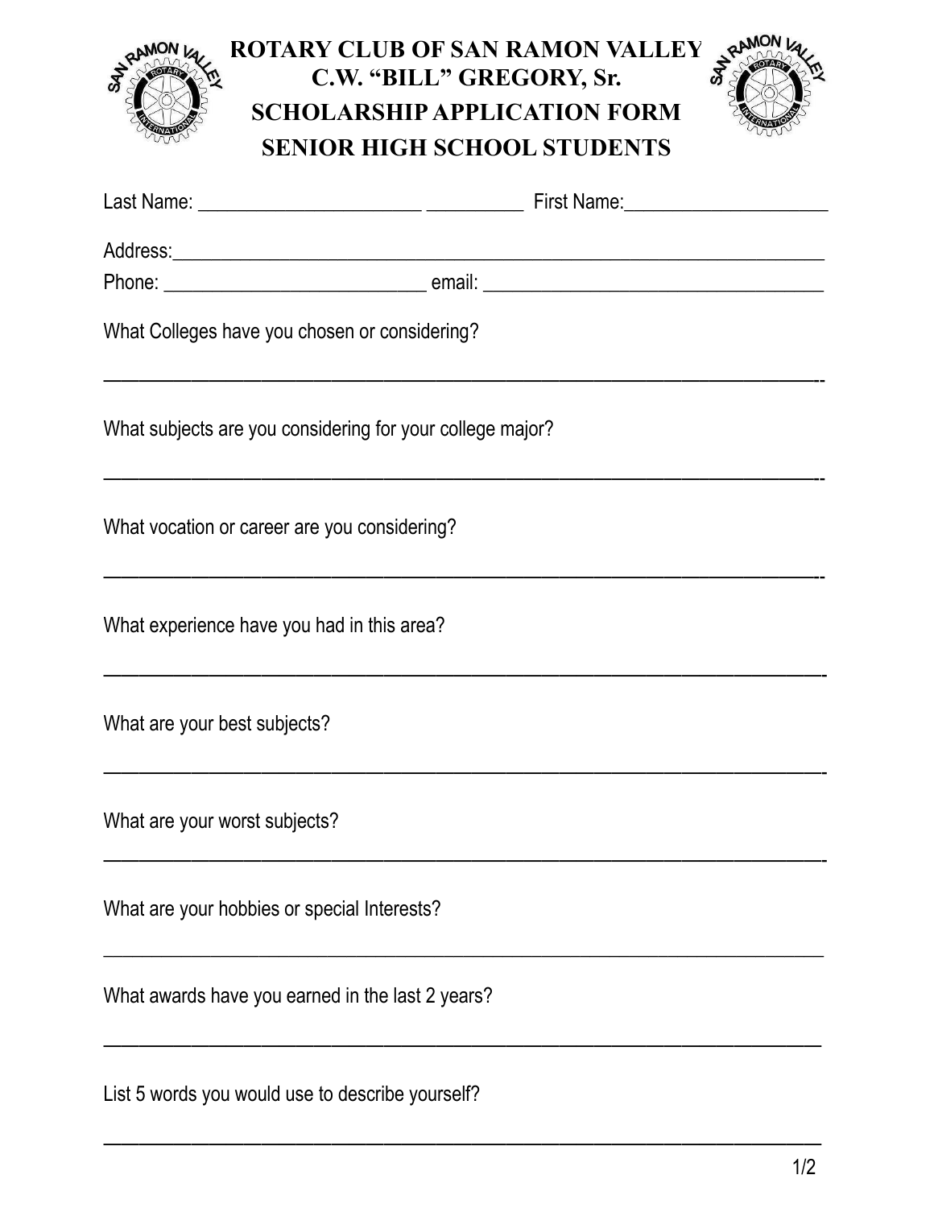# ROTARY CLUB OF SAN RAMON VALLEY
## C.W. "BILL" GREGORY, Sr.
## SCHOLARSHIP APPLICATION FORM
## SENIOR HIGH SCHOOL STUDENTS

Last Name: ______________________ __________ First Name:____________________

Address:________________________________________________________________

Phone: __________________________ email: __________________________________

What Colleges have you chosen or considering?

________________________________________________________________________

What subjects are you considering for your college major?

________________________________________________________________________

What vocation or career are you considering?

________________________________________________________________________

What experience have you had in this area?

________________________________________________________________________

What are your best subjects?

________________________________________________________________________

What are your worst subjects?

________________________________________________________________________

What are your hobbies or special Interests?

________________________________________________________________________

What awards have you earned in the last 2 years?

________________________________________________________________________

List 5 words you would use to describe yourself?

________________________________________________________________________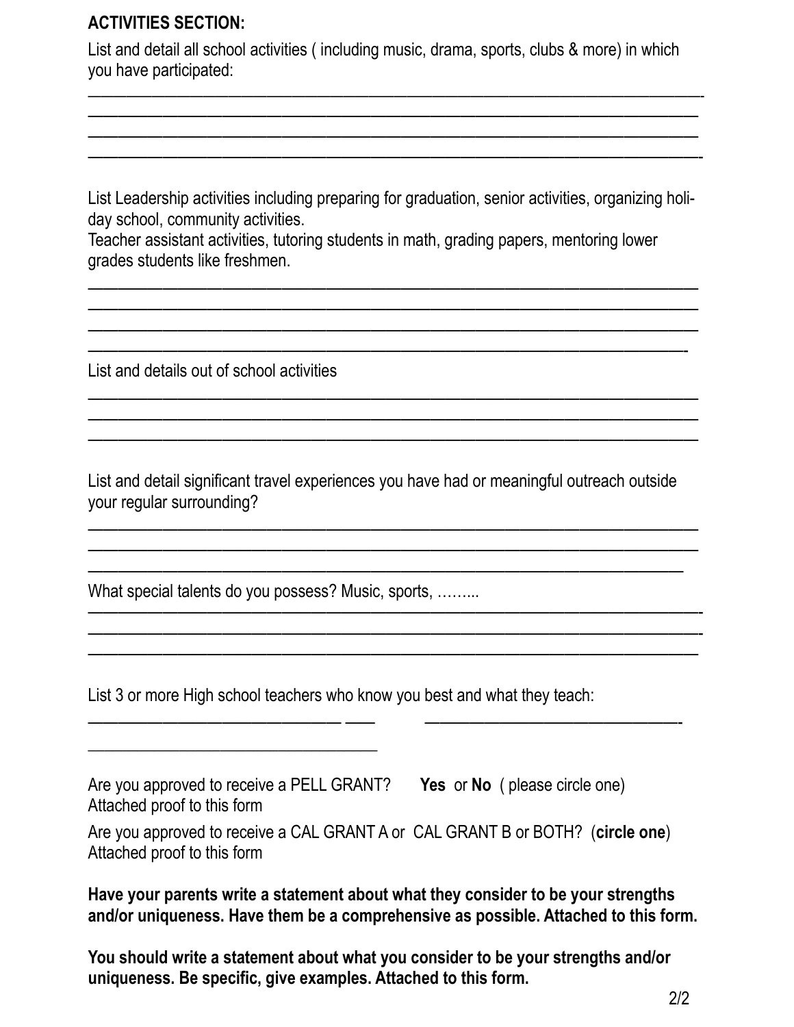**ACTIVITIES SECTION:**

List and detail all school activities ( including music, drama, sports, clubs & more) in which you have participated:

\_\_\_\_\_\_\_\_\_\_\_\_\_\_\_\_\_\_\_\_\_\_\_\_\_\_\_\_\_\_\_\_\_\_\_\_\_\_\_\_\_\_\_\_\_\_\_\_\_\_\_\_\_\_\_\_\_\_\_\_\_\_\_\_\_\_\_\_\_\_\_\_
\_\_\_\_\_\_\_\_\_\_\_\_\_\_\_\_\_\_\_\_\_\_\_\_\_\_\_\_\_\_\_\_\_\_\_\_\_\_\_\_\_\_\_\_\_\_\_\_\_\_\_\_\_\_\_\_\_\_\_\_\_\_\_\_\_\_\_\_\_\_\_\_
\_\_\_\_\_\_\_\_\_\_\_\_\_\_\_\_\_\_\_\_\_\_\_\_\_\_\_\_\_\_\_\_\_\_\_\_\_\_\_\_\_\_\_\_\_\_\_\_\_\_\_\_\_\_\_\_\_\_\_\_\_\_\_\_\_\_\_\_\_\_\_\_
\_\_\_\_\_\_\_\_\_\_\_\_\_\_\_\_\_\_\_\_\_\_\_\_\_\_\_\_\_\_\_\_\_\_\_\_\_\_\_\_\_\_\_\_\_\_\_\_\_\_\_\_\_\_\_\_\_\_\_\_\_\_\_\_\_\_\_\_\_\_\_\_

List Leadership activities including preparing for graduation, senior activities, organizing holiday school, community activities.
Teacher assistant activities, tutoring students in math, grading papers, mentoring lower grades students like freshmen.

\_\_\_\_\_\_\_\_\_\_\_\_\_\_\_\_\_\_\_\_\_\_\_\_\_\_\_\_\_\_\_\_\_\_\_\_\_\_\_\_\_\_\_\_\_\_\_\_\_\_\_\_\_\_\_\_\_\_\_\_\_\_\_\_\_\_\_\_\_\_\_\_
\_\_\_\_\_\_\_\_\_\_\_\_\_\_\_\_\_\_\_\_\_\_\_\_\_\_\_\_\_\_\_\_\_\_\_\_\_\_\_\_\_\_\_\_\_\_\_\_\_\_\_\_\_\_\_\_\_\_\_\_\_\_\_\_\_\_\_\_\_\_\_\_
\_\_\_\_\_\_\_\_\_\_\_\_\_\_\_\_\_\_\_\_\_\_\_\_\_\_\_\_\_\_\_\_\_\_\_\_\_\_\_\_\_\_\_\_\_\_\_\_\_\_\_\_\_\_\_\_\_\_\_\_\_\_\_\_\_\_\_\_\_\_\_\_
\_\_\_\_\_\_\_\_\_\_\_\_\_\_\_\_\_\_\_\_\_\_\_\_\_\_\_\_\_\_\_\_\_\_\_\_\_\_\_\_\_\_\_\_\_\_\_\_\_\_\_\_\_\_\_\_\_\_\_\_\_\_\_\_\_\_\_\_\_\_\_\_

List and details out of school activities

\_\_\_\_\_\_\_\_\_\_\_\_\_\_\_\_\_\_\_\_\_\_\_\_\_\_\_\_\_\_\_\_\_\_\_\_\_\_\_\_\_\_\_\_\_\_\_\_\_\_\_\_\_\_\_\_\_\_\_\_\_\_\_\_\_\_\_\_\_\_\_\_
\_\_\_\_\_\_\_\_\_\_\_\_\_\_\_\_\_\_\_\_\_\_\_\_\_\_\_\_\_\_\_\_\_\_\_\_\_\_\_\_\_\_\_\_\_\_\_\_\_\_\_\_\_\_\_\_\_\_\_\_\_\_\_\_\_\_\_\_\_\_\_\_
\_\_\_\_\_\_\_\_\_\_\_\_\_\_\_\_\_\_\_\_\_\_\_\_\_\_\_\_\_\_\_\_\_\_\_\_\_\_\_\_\_\_\_\_\_\_\_\_\_\_\_\_\_\_\_\_\_\_\_\_\_\_\_\_\_\_\_\_\_\_\_\_

List and detail significant travel experiences you have had or meaningful outreach outside your regular surrounding?

\_\_\_\_\_\_\_\_\_\_\_\_\_\_\_\_\_\_\_\_\_\_\_\_\_\_\_\_\_\_\_\_\_\_\_\_\_\_\_\_\_\_\_\_\_\_\_\_\_\_\_\_\_\_\_\_\_\_\_\_\_\_\_\_\_\_\_\_\_\_\_\_
\_\_\_\_\_\_\_\_\_\_\_\_\_\_\_\_\_\_\_\_\_\_\_\_\_\_\_\_\_\_\_\_\_\_\_\_\_\_\_\_\_\_\_\_\_\_\_\_\_\_\_\_\_\_\_\_\_\_\_\_\_\_\_\_\_\_\_\_\_\_\_\_
\_\_\_\_\_\_\_\_\_\_\_\_\_\_\_\_\_\_\_\_\_\_\_\_\_\_\_\_\_\_\_\_\_\_\_\_\_\_\_\_\_\_\_\_\_\_\_\_\_\_\_\_\_\_\_\_\_\_\_\_\_\_\_\_\_\_\_\_\_\_\_\_

What special talents do you possess? Music, sports, ……...

\_\_\_\_\_\_\_\_\_\_\_\_\_\_\_\_\_\_\_\_\_\_\_\_\_\_\_\_\_\_\_\_\_\_\_\_\_\_\_\_\_\_\_\_\_\_\_\_\_\_\_\_\_\_\_\_\_\_\_\_\_\_\_\_\_\_\_\_\_\_\_\_
\_\_\_\_\_\_\_\_\_\_\_\_\_\_\_\_\_\_\_\_\_\_\_\_\_\_\_\_\_\_\_\_\_\_\_\_\_\_\_\_\_\_\_\_\_\_\_\_\_\_\_\_\_\_\_\_\_\_\_\_\_\_\_\_\_\_\_\_\_\_\_\_
\_\_\_\_\_\_\_\_\_\_\_\_\_\_\_\_\_\_\_\_\_\_\_\_\_\_\_\_\_\_\_\_\_\_\_\_\_\_\_\_\_\_\_\_\_\_\_\_\_\_\_\_\_\_\_\_\_\_\_\_\_\_\_\_\_\_\_\_\_\_\_\_

List 3 or more High school teachers who know you best and what they teach:

\_\_\_\_\_\_\_\_\_\_\_\_\_\_\_\_\_\_\_\_\_\_\_\_\_\_\_\_\_\_\_\_ \_\_\_\_ \_\_\_\_\_\_\_\_\_\_\_\_\_\_\_\_\_\_\_\_\_\_\_\_\_\_\_\_\_\_\_\_

\_\_\_\_\_\_\_\_\_\_\_\_\_\_\_\_\_\_\_\_\_\_\_\_\_\_\_\_\_\_\_\_\_\_\_\_

Are you approved to receive a PELL GRANT? **Yes** or **No** ( please circle one)
Attached proof to this form

Are you approved to receive a CAL GRANT A or CAL GRANT B or BOTH? (**circle one**)
Attached proof to this form

**Have your parents write a statement about what they consider to be your strengths and/or uniqueness. Have them be a comprehensive as possible. Attached to this form.**

**You should write a statement about what you consider to be your strengths and/or uniqueness. Be specific, give examples. Attached to this form.**